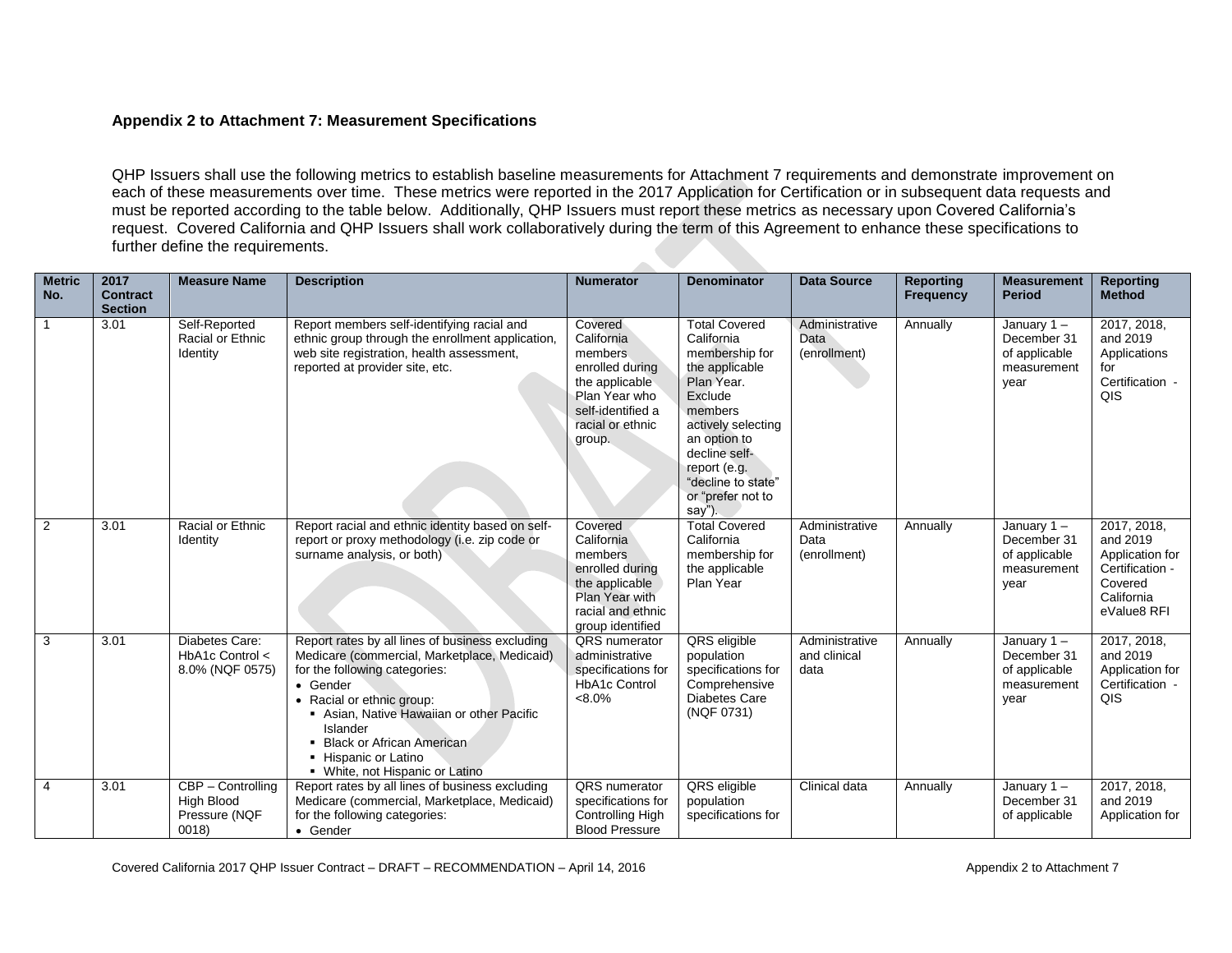**Appendix 2 to Attachment 7: Measurement Specifications**

QHP Issuers shall use the following metrics to establish baseline measurements for Attachment 7 requirements and demonstrate improvement on each of these measurements over time. These metrics were reported in the 2017 Application for Certification or in subsequent data requests and must be reported according to the table below. Additionally, QHP Issuers must report these metrics as necessary upon Covered California's request. Covered California and QHP Issuers shall work collaboratively during the term of this Agreement to enhance these specifications to further define the requirements.

| Metric No. | 2017 Contract Section | Measure Name | Description | Numerator | Denominator | Data Source | Reporting Frequency | Measurement Period | Reporting Method |
|---|---|---|---|---|---|---|---|---|---|
| 1 | 3.01 | Self-Reported Racial or Ethnic Identity | Report members self-identifying racial and ethnic group through the enrollment application, web site registration, health assessment, reported at provider site, etc. | Covered California members enrolled during the applicable Plan Year who self-identified a racial or ethnic group. | Total Covered California membership for the applicable Plan Year. Exclude members actively selecting an option to decline self-report (e.g. "decline to state" or "prefer not to say"). | Administrative Data (enrollment) | Annually | January 1 – December 31 of applicable measurement year | 2017, 2018, and 2019 Applications for Certification - QIS |
| 2 | 3.01 | Racial or Ethnic Identity | Report racial and ethnic identity based on self-report or proxy methodology (i.e. zip code or surname analysis, or both) | Covered California members enrolled during the applicable Plan Year with racial and ethnic group identified | Total Covered California membership for the applicable Plan Year | Administrative Data (enrollment) | Annually | January 1 – December 31 of applicable measurement year | 2017, 2018, and 2019 Application for Certification - Covered California eValue8 RFI |
| 3 | 3.01 | Diabetes Care: HbA1c Control < 8.0% (NQF 0575) | Report rates by all lines of business excluding Medicare (commercial, Marketplace, Medicaid) for the following categories:<br>• Gender<br>• Racial or ethnic group:<br>▪ Asian, Native Hawaiian or other Pacific Islander<br>▪ Black or African American<br>▪ Hispanic or Latino<br>▪ White, not Hispanic or Latino | QRS numerator administrative specifications for HbA1c Control <8.0% | QRS eligible population specifications for Comprehensive Diabetes Care (NQF 0731) | Administrative and clinical data | Annually | January 1 – December 31 of applicable measurement year | 2017, 2018, and 2019 Application for Certification - QIS |
| 4 | 3.01 | CBP – Controlling High Blood Pressure (NQF 0018) | Report rates by all lines of business excluding Medicare (commercial, Marketplace, Medicaid) for the following categories:<br>• Gender | QRS numerator specifications for Controlling High Blood Pressure | QRS eligible population specifications for | Clinical data | Annually | January 1 – December 31 of applicable | 2017, 2018, and 2019 Application for |

Covered California 2017 QHP Issuer Contract – DRAFT – RECOMMENDATION – April 14, 2016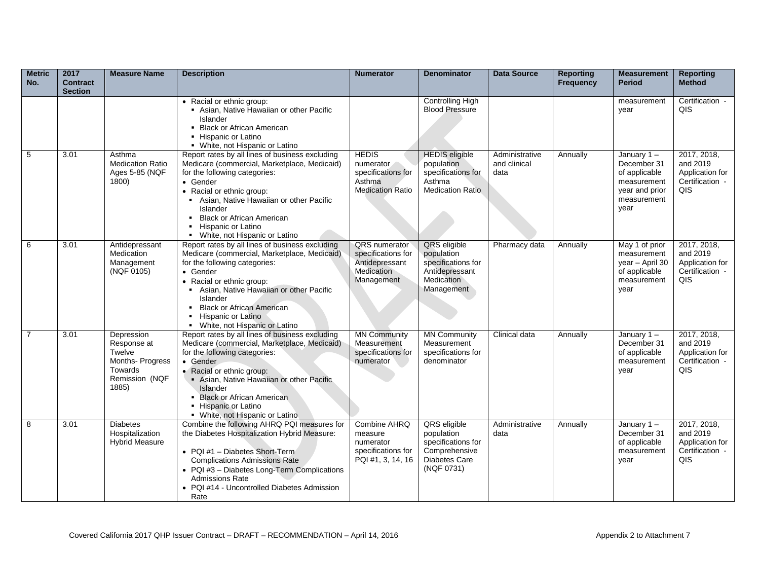| Metric No. | 2017 Contract Section | Measure Name | Description | Numerator | Denominator | Data Source | Reporting Frequency | Measurement Period | Reporting Method |
|---|---|---|---|---|---|---|---|---|---|
| | | | • Racial or ethnic group:<br>▪ Asian, Native Hawaiian or other Pacific Islander<br>▪ Black or African American<br>▪ Hispanic or Latino<br>▪ White, not Hispanic or Latino | | Controlling High Blood Pressure | | | measurement year | Certification - QIS |
| 5 | 3.01 | Asthma Medication Ratio Ages 5-85 (NQF 1800) | Report rates by all lines of business excluding Medicare (commercial, Marketplace, Medicaid) for the following categories:<br>• Gender<br>• Racial or ethnic group:<br>▪ Asian, Native Hawaiian or other Pacific Islander<br>▪ Black or African American<br>▪ Hispanic or Latino<br>▪ White, not Hispanic or Latino | HEDIS numerator specifications for Asthma Medication Ratio | HEDIS eligible population specifications for Asthma Medication Ratio | Administrative and clinical data | Annually | January 1 – December 31 of applicable measurement year and prior measurement year | 2017, 2018, and 2019 Application for Certification - QIS |
| 6 | 3.01 | Antidepressant Medication Management (NQF 0105) | Report rates by all lines of business excluding Medicare (commercial, Marketplace, Medicaid) for the following categories:<br>• Gender<br>• Racial or ethnic group:<br>▪ Asian, Native Hawaiian or other Pacific Islander<br>▪ Black or African American<br>▪ Hispanic or Latino<br>▪ White, not Hispanic or Latino | QRS numerator specifications for Antidepressant Medication Management | QRS eligible population specifications for Antidepressant Medication Management | Pharmacy data | Annually | May 1 of prior measurement year – April 30 of applicable measurement year | 2017, 2018, and 2019 Application for Certification - QIS |
| 7 | 3.01 | Depression Response at Twelve Months- Progress Towards Remission (NQF 1885) | Report rates by all lines of business excluding Medicare (commercial, Marketplace, Medicaid) for the following categories:<br>• Gender<br>• Racial or ethnic group:<br>▪ Asian, Native Hawaiian or other Pacific Islander<br>▪ Black or African American<br>▪ Hispanic or Latino<br>▪ White, not Hispanic or Latino | MN Community Measurement specifications for numerator | MN Community Measurement specifications for denominator | Clinical data | Annually | January 1 – December 31 of applicable measurement year | 2017, 2018, and 2019 Application for Certification - QIS |
| 8 | 3.01 | Diabetes Hospitalization Hybrid Measure | Combine the following AHRQ PQI measures for the Diabetes Hospitalization Hybrid Measure:<br>• PQI #1 – Diabetes Short-Term Complications Admissions Rate<br>• PQI #3 – Diabetes Long-Term Complications Admissions Rate<br>• PQI #14 - Uncontrolled Diabetes Admission Rate | Combine AHRQ measure numerator specifications for PQI #1, 3, 14, 16 | QRS eligible population specifications for Comprehensive Diabetes Care (NQF 0731) | Administrative data | Annually | January 1 – December 31 of applicable measurement year | 2017, 2018, and 2019 Application for Certification - QIS |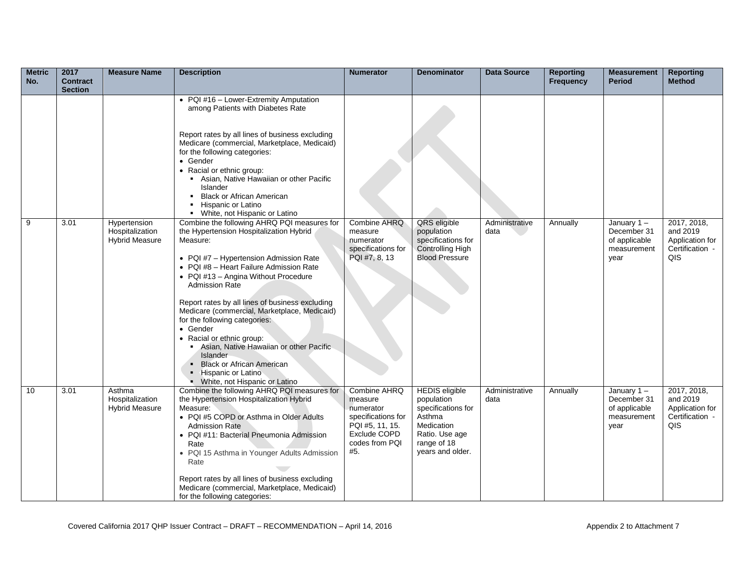| Metric No. | 2017 Contract Section | Measure Name | Description | Numerator | Denominator | Data Source | Reporting Frequency | Measurement Period | Reporting Method |
|---|---|---|---|---|---|---|---|---|---|
| | | | • PQI #16 – Lower-Extremity Amputation among Patients with Diabetes Rate<br><br>Report rates by all lines of business excluding Medicare (commercial, Marketplace, Medicaid) for the following categories:<br>• Gender<br>• Racial or ethnic group:<br>  ▪ Asian, Native Hawaiian or other Pacific Islander<br>  ▪ Black or African American<br>  ▪ Hispanic or Latino<br>  ▪ White, not Hispanic or Latino | | | | | | |
| 9 | 3.01 | Hypertension Hospitalization Hybrid Measure | Combine the following AHRQ PQI measures for the Hypertension Hospitalization Hybrid Measure:<br><br>• PQI #7 – Hypertension Admission Rate<br>• PQI #8 – Heart Failure Admission Rate<br>• PQI #13 – Angina Without Procedure Admission Rate<br><br>Report rates by all lines of business excluding Medicare (commercial, Marketplace, Medicaid) for the following categories:<br>• Gender<br>• Racial or ethnic group:<br>  ▪ Asian, Native Hawaiian or other Pacific Islander<br>  ▪ Black or African American<br>  ▪ Hispanic or Latino<br>  ▪ White, not Hispanic or Latino | Combine AHRQ measure numerator specifications for PQI #7, 8, 13 | QRS eligible population specifications for Controlling High Blood Pressure | Administrative data | Annually | January 1 – December 31 of applicable measurement year | 2017, 2018, and 2019 Application for Certification - QIS |
| 10 | 3.01 | Asthma Hospitalization Hybrid Measure | Combine the following AHRQ PQI measures for the Hypertension Hospitalization Hybrid Measure:<br>• PQI #5 COPD or Asthma in Older Adults Admission Rate<br>• PQI #11: Bacterial Pneumonia Admission Rate<br>• PQI 15 Asthma in Younger Adults Admission Rate<br><br>Report rates by all lines of business excluding Medicare (commercial, Marketplace, Medicaid) for the following categories: | Combine AHRQ measure numerator specifications for PQI #5, 11, 15. Exclude COPD codes from PQI #5. | HEDIS eligible population specifications for Asthma Medication Ratio. Use age range of 18 years and older. | Administrative data | Annually | January 1 – December 31 of applicable measurement year | 2017, 2018, and 2019 Application for Certification - QIS |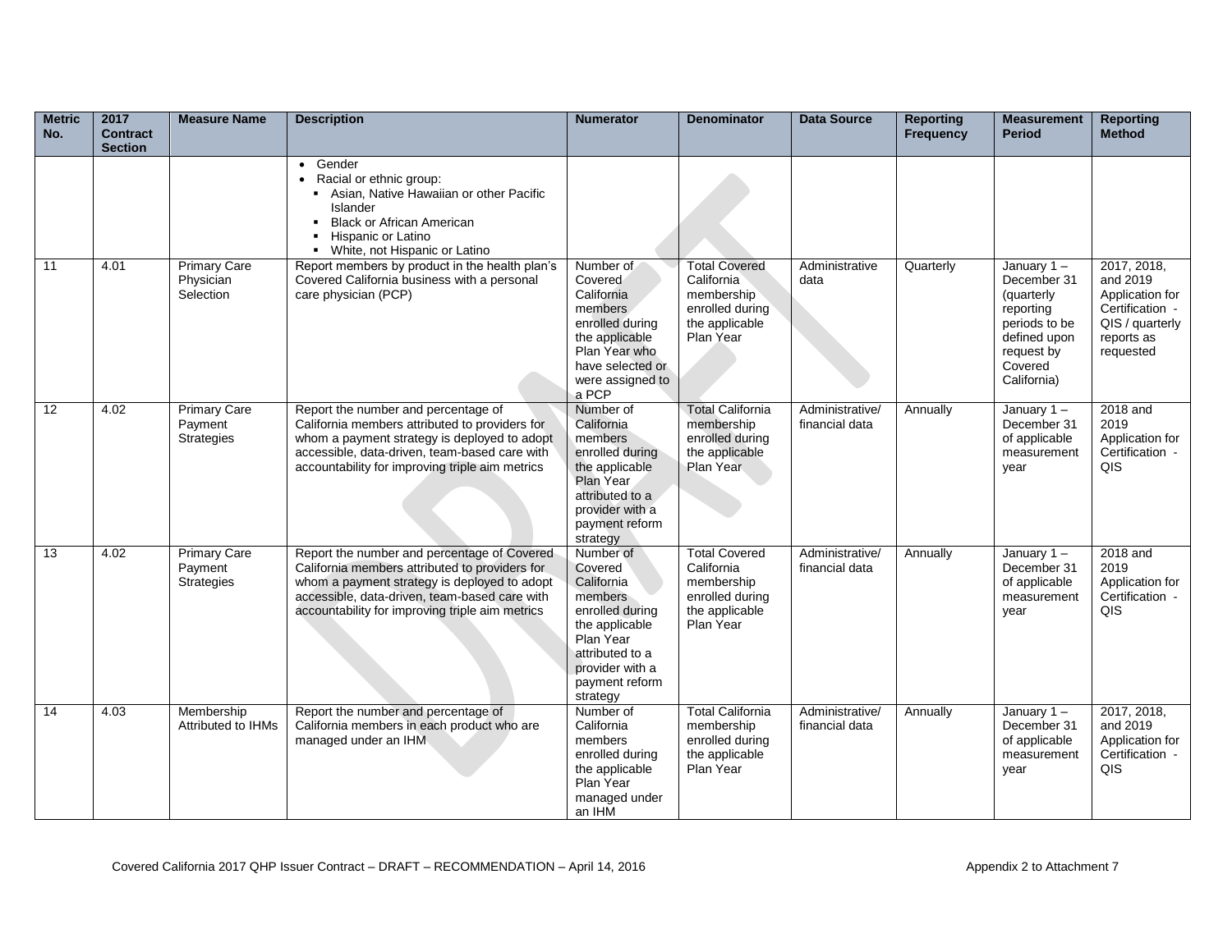| Metric No. | 2017 Contract Section | Measure Name | Description | Numerator | Denominator | Data Source | Reporting Frequency | Measurement Period | Reporting Method |
|---|---|---|---|---|---|---|---|---|---|
| | | | • Gender<br>• Racial or ethnic group:<br>▪ Asian, Native Hawaiian or other Pacific Islander<br>▪ Black or African American<br>▪ Hispanic or Latino<br>▪ White, not Hispanic or Latino | | | | | | |
| 11 | 4.01 | Primary Care Physician Selection | Report members by product in the health plan's Covered California business with a personal care physician (PCP) | Number of Covered California members enrolled during the applicable Plan Year who have selected or were assigned to a PCP | Total Covered California membership enrolled during the applicable Plan Year | Administrative data | Quarterly | January 1 – December 31 (quarterly reporting periods to be defined upon request by Covered California) | 2017, 2018, and 2019 Application for Certification - QIS / quarterly reports as requested |
| 12 | 4.02 | Primary Care Payment Strategies | Report the number and percentage of California members attributed to providers for whom a payment strategy is deployed to adopt accessible, data-driven, team-based care with accountability for improving triple aim metrics | Number of California members enrolled during the applicable Plan Year attributed to a provider with a payment reform strategy | Total California membership enrolled during the applicable Plan Year | Administrative/ financial data | Annually | January 1 – December 31 of applicable measurement year | 2018 and 2019 Application for Certification - QIS |
| 13 | 4.02 | Primary Care Payment Strategies | Report the number and percentage of Covered California members attributed to providers for whom a payment strategy is deployed to adopt accessible, data-driven, team-based care with accountability for improving triple aim metrics | Number of Covered California members enrolled during the applicable Plan Year attributed to a provider with a payment reform strategy | Total Covered California membership enrolled during the applicable Plan Year | Administrative/ financial data | Annually | January 1 – December 31 of applicable measurement year | 2018 and 2019 Application for Certification - QIS |
| 14 | 4.03 | Membership Attributed to IHMs | Report the number and percentage of California members in each product who are managed under an IHM | Number of California members enrolled during the applicable Plan Year managed under an IHM | Total California membership enrolled during the applicable Plan Year | Administrative/ financial data | Annually | January 1 – December 31 of applicable measurement year | 2017, 2018, and 2019 Application for Certification - QIS |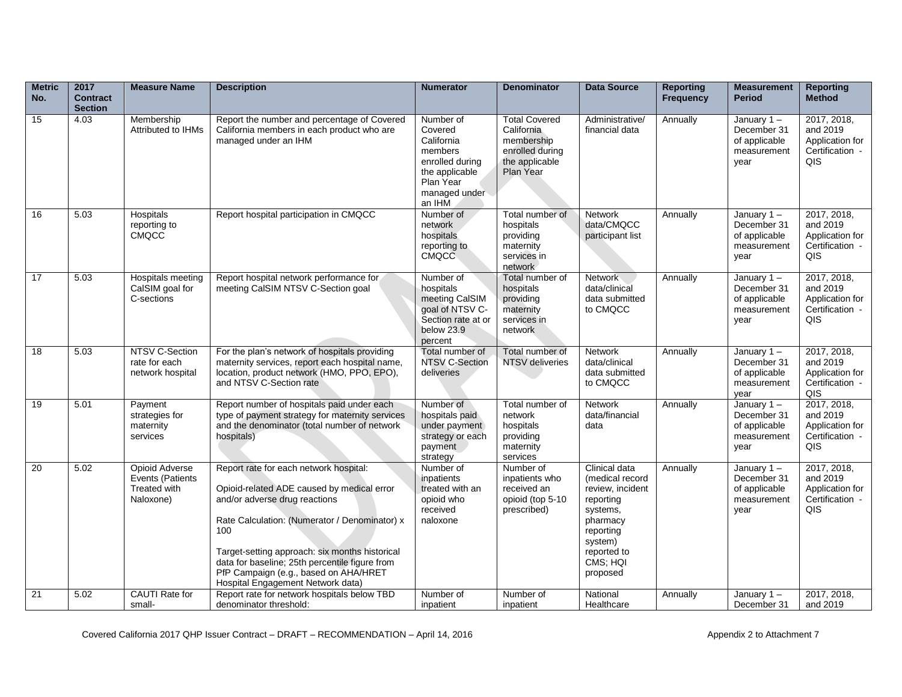| Metric No. | 2017 Contract Section | Measure Name | Description | Numerator | Denominator | Data Source | Reporting Frequency | Measurement Period | Reporting Method |
|---|---|---|---|---|---|---|---|---|---|
| 15 | 4.03 | Membership Attributed to IHMs | Report the number and percentage of Covered California members in each product who are managed under an IHM | Number of Covered California members enrolled during the applicable Plan Year managed under an IHM | Total Covered California membership enrolled during the applicable Plan Year | Administrative/ financial data | Annually | January 1 – December 31 of applicable measurement year | 2017, 2018, and 2019 Application for Certification - QIS |
| 16 | 5.03 | Hospitals reporting to CMQCC | Report hospital participation in CMQCC | Number of network hospitals reporting to CMQCC | Total number of hospitals providing maternity services in network | Network data/CMQCC participant list | Annually | January 1 – December 31 of applicable measurement year | 2017, 2018, and 2019 Application for Certification - QIS |
| 17 | 5.03 | Hospitals meeting CalSIM goal for C-sections | Report hospital network performance for meeting CalSIM NTSV C-Section goal | Number of hospitals meeting CalSIM goal of NTSV C-Section rate at or below 23.9 percent | Total number of hospitals providing maternity services in network | Network data/clinical data submitted to CMQCC | Annually | January 1 – December 31 of applicable measurement year | 2017, 2018, and 2019 Application for Certification - QIS |
| 18 | 5.03 | NTSV C-Section rate for each network hospital | For the plan's network of hospitals providing maternity services, report each hospital name, location, product network (HMO, PPO, EPO), and NTSV C-Section rate | Total number of NTSV C-Section deliveries | Total number of NTSV deliveries | Network data/clinical data submitted to CMQCC | Annually | January 1 – December 31 of applicable measurement year | 2017, 2018, and 2019 Application for Certification - QIS |
| 19 | 5.01 | Payment strategies for maternity services | Report number of hospitals paid under each type of payment strategy for maternity services and the denominator (total number of network hospitals) | Number of hospitals paid under payment strategy or each payment strategy | Total number of network hospitals providing maternity services | Network data/financial data | Annually | January 1 – December 31 of applicable measurement year | 2017, 2018, and 2019 Application for Certification - QIS |
| 20 | 5.02 | Opioid Adverse Events (Patients Treated with Naloxone) | Report rate for each network hospital:<br><br>Opioid-related ADE caused by medical error and/or adverse drug reactions<br><br>Rate Calculation: (Numerator / Denominator) x 100<br><br>Target-setting approach: six months historical data for baseline; 25th percentile figure from PfP Campaign (e.g., based on AHA/HRET Hospital Engagement Network data) | Number of inpatients treated with an opioid who received naloxone | Number of inpatients who received an opioid (top 5-10 prescribed) | Clinical data (medical record review, incident reporting systems, pharmacy reporting system) reported to CMS; HQI proposed | Annually | January 1 – December 31 of applicable measurement year | 2017, 2018, and 2019 Application for Certification - QIS |
| 21 | 5.02 | CAUTI Rate for small- | Report rate for network hospitals below TBD denominator threshold: | Number of inpatient | Number of inpatient | National Healthcare | Annually | January 1 – December 31 | 2017, 2018, and 2019 |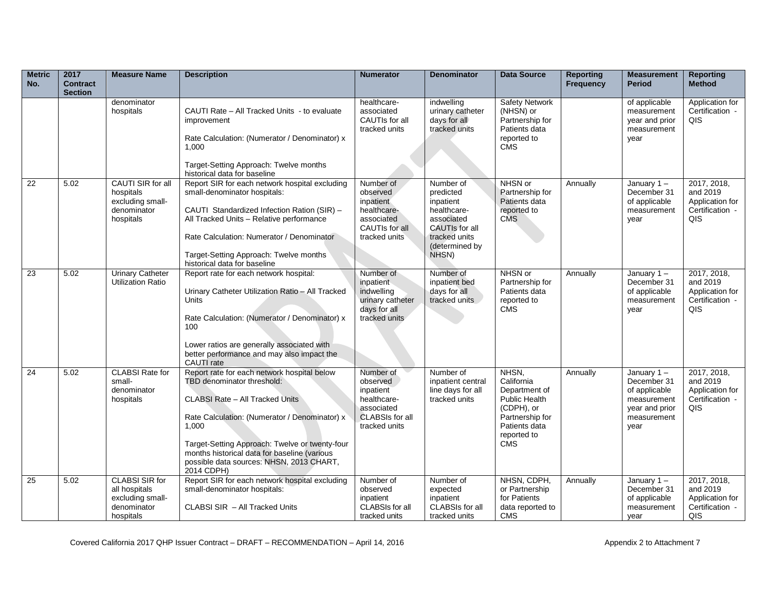| Metric No. | 2017 Contract Section | Measure Name | Description | Numerator | Denominator | Data Source | Reporting Frequency | Measurement Period | Reporting Method |
|---|---|---|---|---|---|---|---|---|---|
| | | denominator hospitals | CAUTI Rate – All Tracked Units - to evaluate improvement<br><br>Rate Calculation: (Numerator / Denominator) x 1,000<br><br>Target-Setting Approach: Twelve months historical data for baseline | healthcare-associated CAUTIs for all tracked units | indwelling urinary catheter days for all tracked units | Safety Network (NHSN) or Partnership for Patients data reported to CMS | | of applicable measurement year and prior measurement year | Application for Certification - QIS |
| 22 | 5.02 | CAUTI SIR for all hospitals excluding small-denominator hospitals | Report SIR for each network hospital excluding small-denominator hospitals:<br><br>CAUTI Standardized Infection Ration (SIR) – All Tracked Units – Relative performance<br><br>Rate Calculation: Numerator / Denominator<br><br>Target-Setting Approach: Twelve months historical data for baseline | Number of observed inpatient healthcare-associated CAUTIs for all tracked units | Number of predicted inpatient healthcare-associated CAUTIs for all tracked units (determined by NHSN) | NHSN or Partnership for Patients data reported to CMS | Annually | January 1 – December 31 of applicable measurement year | 2017, 2018, and 2019 Application for Certification - QIS |
| 23 | 5.02 | Urinary Catheter Utilization Ratio | Report rate for each network hospital:<br><br>Urinary Catheter Utilization Ratio – All Tracked Units<br><br>Rate Calculation: (Numerator / Denominator) x 100<br><br>Lower ratios are generally associated with better performance and may also impact the CAUTI rate | Number of inpatient indwelling urinary catheter days for all tracked units | Number of inpatient bed days for all tracked units | NHSN or Partnership for Patients data reported to CMS | Annually | January 1 – December 31 of applicable measurement year | 2017, 2018, and 2019 Application for Certification - QIS |
| 24 | 5.02 | CLABSI Rate for small-denominator hospitals | Report rate for each network hospital below TBD denominator threshold:<br><br>CLABSI Rate – All Tracked Units<br><br>Rate Calculation: (Numerator / Denominator) x 1,000<br><br>Target-Setting Approach: Twelve or twenty-four months historical data for baseline (various possible data sources: NHSN, 2013 CHART, 2014 CDPH) | Number of observed inpatient healthcare-associated CLABSIs for all tracked units | Number of inpatient central line days for all tracked units | NHSN, California Department of Public Health (CDPH), or Partnership for Patients data reported to CMS | Annually | January 1 – December 31 of applicable measurement year and prior measurement year | 2017, 2018, and 2019 Application for Certification - QIS |
| 25 | 5.02 | CLABSI SIR for all hospitals excluding small-denominator hospitals | Report SIR for each network hospital excluding small-denominator hospitals:<br><br>CLABSI SIR – All Tracked Units | Number of observed inpatient CLABSIs for all tracked units | Number of expected inpatient CLABSIs for all tracked units | NHSN, CDPH, or Partnership for Patients data reported to CMS | Annually | January 1 – December 31 of applicable measurement year | 2017, 2018, and 2019 Application for Certification - QIS |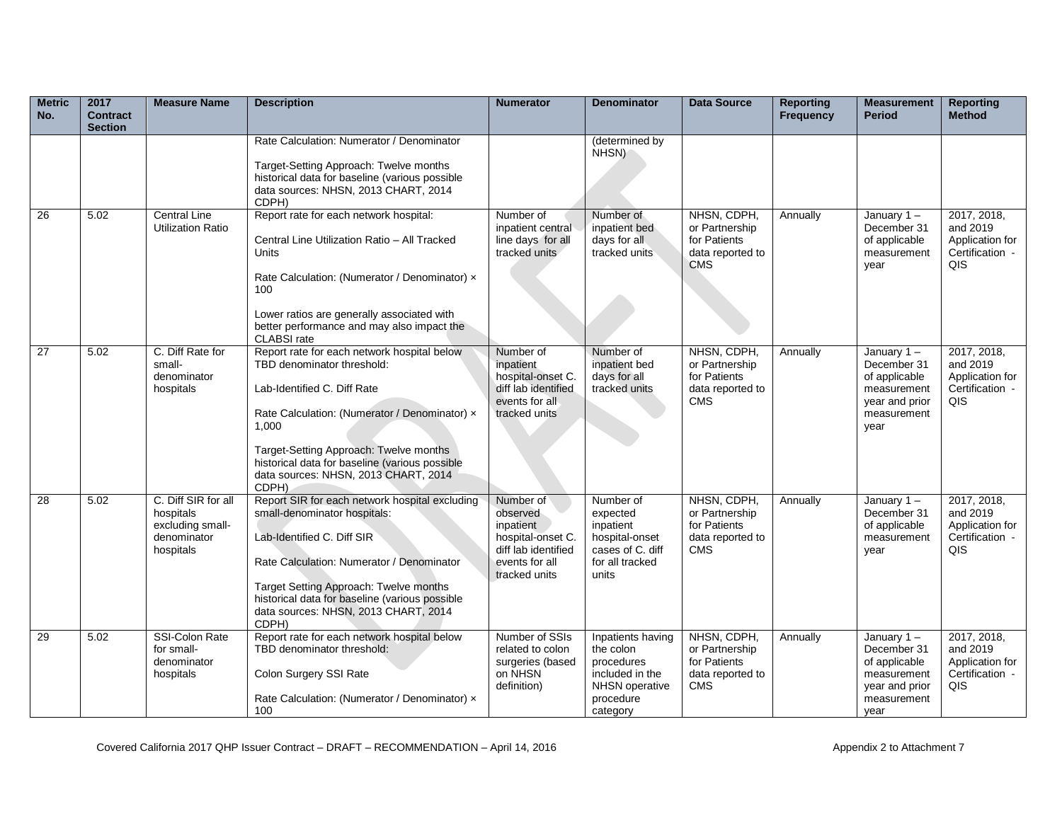| Metric No. | 2017 Contract Section | Measure Name | Description | Numerator | Denominator | Data Source | Reporting Frequency | Measurement Period | Reporting Method |
|---|---|---|---|---|---|---|---|---|---|
| | | | Rate Calculation: Numerator / Denominator<br><br>Target-Setting Approach: Twelve months historical data for baseline (various possible data sources: NHSN, 2013 CHART, 2014 CDPH) | | (determined by NHSN) | | | | |
| 26 | 5.02 | Central Line Utilization Ratio | Report rate for each network hospital:<br><br>Central Line Utilization Ratio – All Tracked Units<br><br>Rate Calculation: (Numerator / Denominator) × 100<br><br>Lower ratios are generally associated with better performance and may also impact the CLABSI rate | Number of inpatient central line days for all tracked units | Number of inpatient bed days for all tracked units | NHSN, CDPH, or Partnership for Patients data reported to CMS | Annually | January 1 – December 31 of applicable measurement year | 2017, 2018, and 2019 Application for Certification - QIS |
| 27 | 5.02 | C. Diff Rate for small-denominator hospitals | Report rate for each network hospital below TBD denominator threshold:<br><br>Lab-Identified C. Diff Rate<br><br>Rate Calculation: (Numerator / Denominator) × 1,000<br><br>Target-Setting Approach: Twelve months historical data for baseline (various possible data sources: NHSN, 2013 CHART, 2014 CDPH) | Number of inpatient hospital-onset C. diff lab identified events for all tracked units | Number of inpatient bed days for all tracked units | NHSN, CDPH, or Partnership for Patients data reported to CMS | Annually | January 1 – December 31 of applicable measurement year and prior measurement year | 2017, 2018, and 2019 Application for Certification - QIS |
| 28 | 5.02 | C. Diff SIR for all hospitals excluding small-denominator hospitals | Report SIR for each network hospital excluding small-denominator hospitals:<br><br>Lab-Identified C. Diff SIR<br><br>Rate Calculation: Numerator / Denominator<br><br>Target Setting Approach: Twelve months historical data for baseline (various possible data sources: NHSN, 2013 CHART, 2014 CDPH) | Number of observed inpatient hospital-onset C. diff lab identified events for all tracked units | Number of expected inpatient hospital-onset cases of C. diff for all tracked units | NHSN, CDPH, or Partnership for Patients data reported to CMS | Annually | January 1 – December 31 of applicable measurement year | 2017, 2018, and 2019 Application for Certification - QIS |
| 29 | 5.02 | SSI-Colon Rate for small-denominator hospitals | Report rate for each network hospital below TBD denominator threshold:<br><br>Colon Surgery SSI Rate<br><br>Rate Calculation: (Numerator / Denominator) × 100 | Number of SSIs related to colon surgeries (based on NHSN definition) | Inpatients having the colon procedures included in the NHSN operative procedure category | NHSN, CDPH, or Partnership for Patients data reported to CMS | Annually | January 1 – December 31 of applicable measurement year and prior measurement year | 2017, 2018, and 2019 Application for Certification - QIS |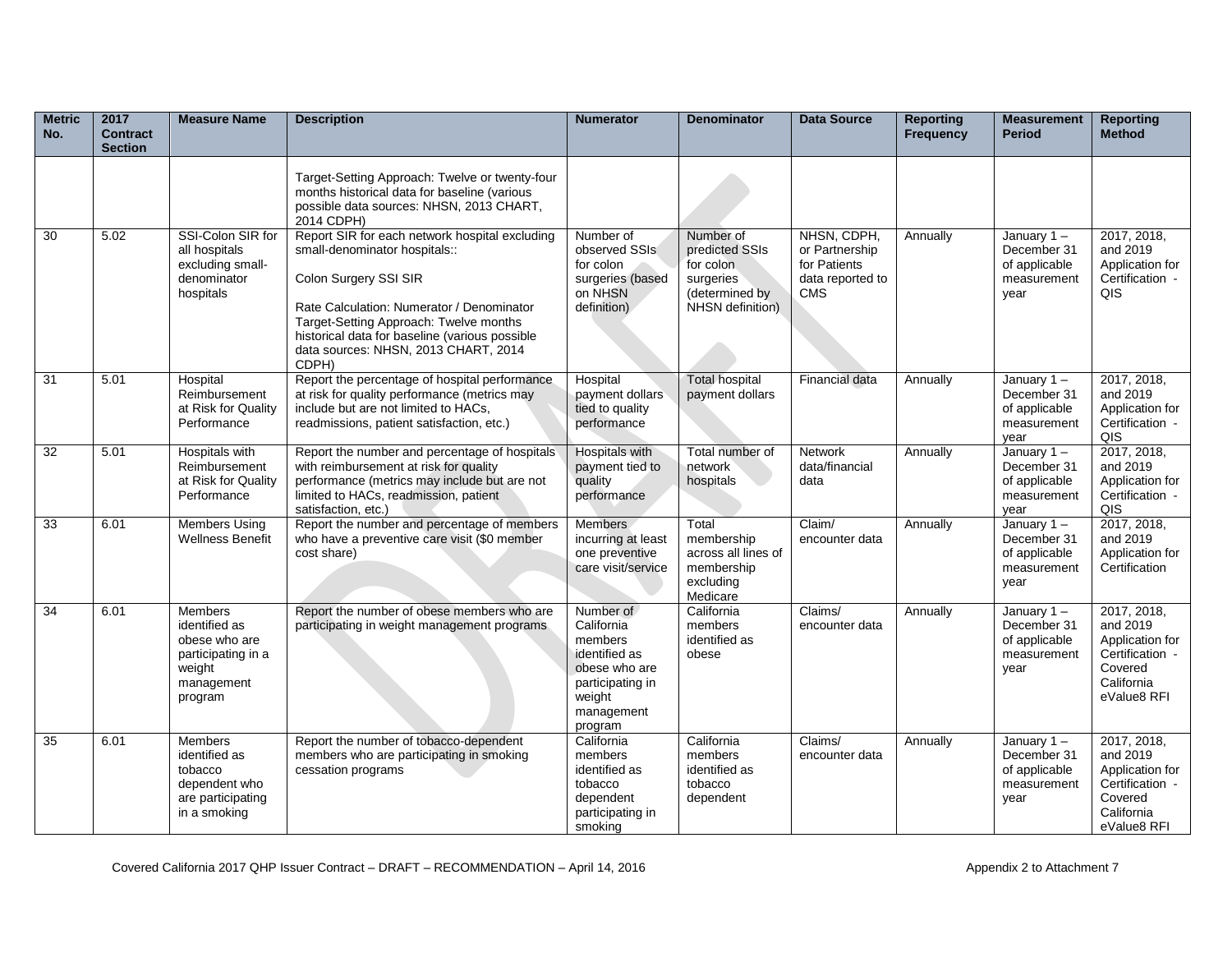| Metric No. | 2017 Contract Section | Measure Name | Description | Numerator | Denominator | Data Source | Reporting Frequency | Measurement Period | Reporting Method |
|---|---|---|---|---|---|---|---|---|---|
| | | | Target-Setting Approach: Twelve or twenty-four months historical data for baseline (various possible data sources: NHSN, 2013 CHART, 2014 CDPH) | | | | | | |
| 30 | 5.02 | SSI-Colon SIR for all hospitals excluding small-denominator hospitals | Report SIR for each network hospital excluding small-denominator hospitals::<br><br>Colon Surgery SSI SIR<br><br>Rate Calculation: Numerator / Denominator Target-Setting Approach: Twelve months historical data for baseline (various possible data sources: NHSN, 2013 CHART, 2014 CDPH) | Number of observed SSIs for colon surgeries (based on NHSN definition) | Number of predicted SSIs for colon surgeries (determined by NHSN definition) | NHSN, CDPH, or Partnership for Patients data reported to CMS | Annually | January 1 – December 31 of applicable measurement year | 2017, 2018, and 2019 Application for Certification - QIS |
| 31 | 5.01 | Hospital Reimbursement at Risk for Quality Performance | Report the percentage of hospital performance at risk for quality performance (metrics may include but are not limited to HACs, readmissions, patient satisfaction, etc.) | Hospital payment dollars tied to quality performance | Total hospital payment dollars | Financial data | Annually | January 1 – December 31 of applicable measurement year | 2017, 2018, and 2019 Application for Certification - QIS |
| 32 | 5.01 | Hospitals with Reimbursement at Risk for Quality Performance | Report the number and percentage of hospitals with reimbursement at risk for quality performance (metrics may include but are not limited to HACs, readmission, patient satisfaction, etc.) | Hospitals with payment tied to quality performance | Total number of network hospitals | Network data/financial data | Annually | January 1 – December 31 of applicable measurement year | 2017, 2018, and 2019 Application for Certification - QIS |
| 33 | 6.01 | Members Using Wellness Benefit | Report the number and percentage of members who have a preventive care visit ($0 member cost share) | Members incurring at least one preventive care visit/service | Total membership across all lines of membership excluding Medicare | Claim/ encounter data | Annually | January 1 – December 31 of applicable measurement year | 2017, 2018, and 2019 Application for Certification |
| 34 | 6.01 | Members identified as obese who are participating in a weight management program | Report the number of obese members who are participating in weight management programs | Number of California members identified as obese who are participating in weight management program | California members identified as obese | Claims/ encounter data | Annually | January 1 – December 31 of applicable measurement year | 2017, 2018, and 2019 Application for Certification - Covered California eValue8 RFI |
| 35 | 6.01 | Members identified as tobacco dependent who are participating in a smoking | Report the number of tobacco-dependent members who are participating in smoking cessation programs | California members identified as tobacco dependent participating in smoking | California members identified as tobacco dependent | Claims/ encounter data | Annually | January 1 – December 31 of applicable measurement year | 2017, 2018, and 2019 Application for Certification - Covered California eValue8 RFI |

Covered California 2017 QHP Issuer Contract – DRAFT – RECOMMENDATION – April 14, 2016 — Appendix 2 to Attachment 7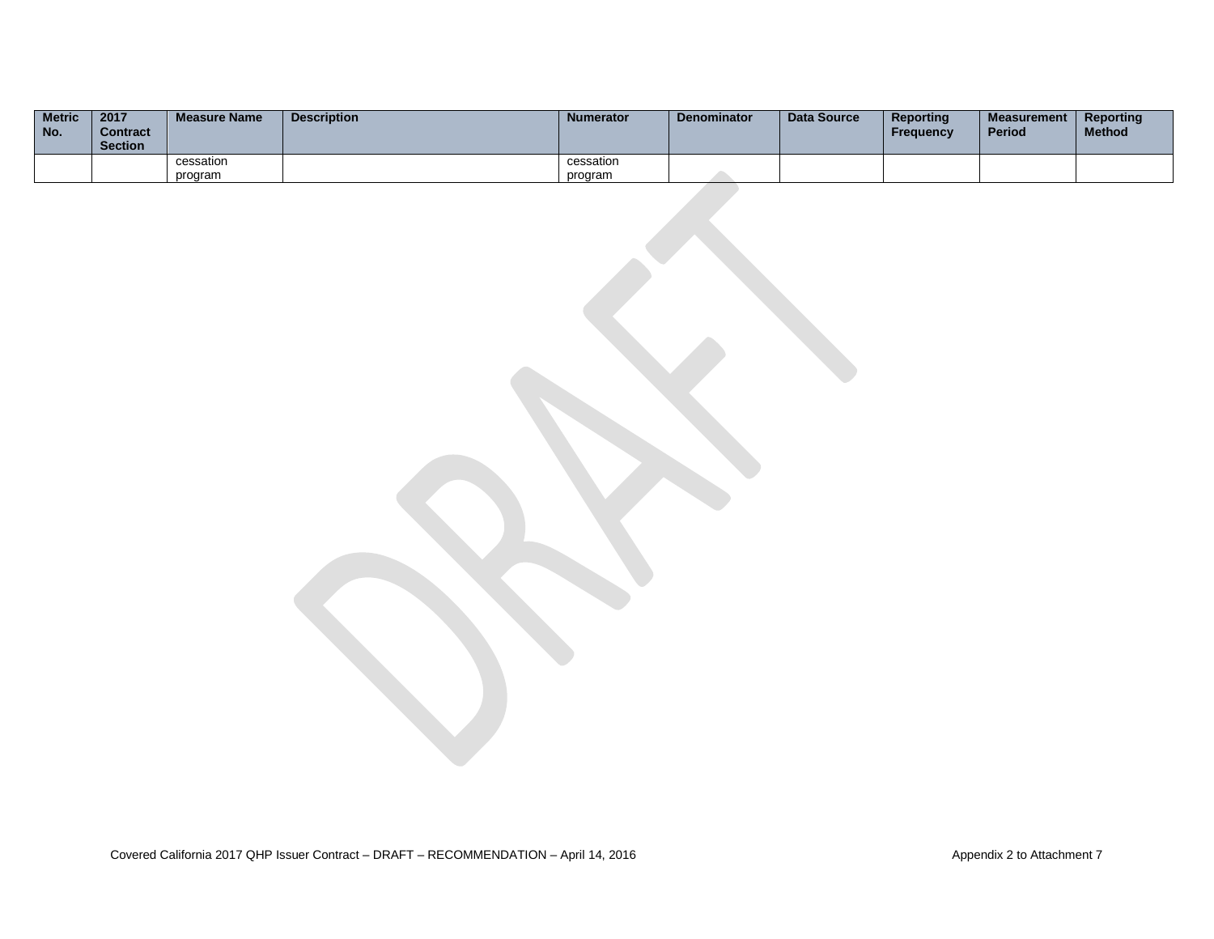| Metric No. | 2017 Contract Section | Measure Name | Description | Numerator | Denominator | Data Source | Reporting Frequency | Measurement Period | Reporting Method |
|---|---|---|---|---|---|---|---|---|---|
| | | cessation program | | cessation program | | | | | |